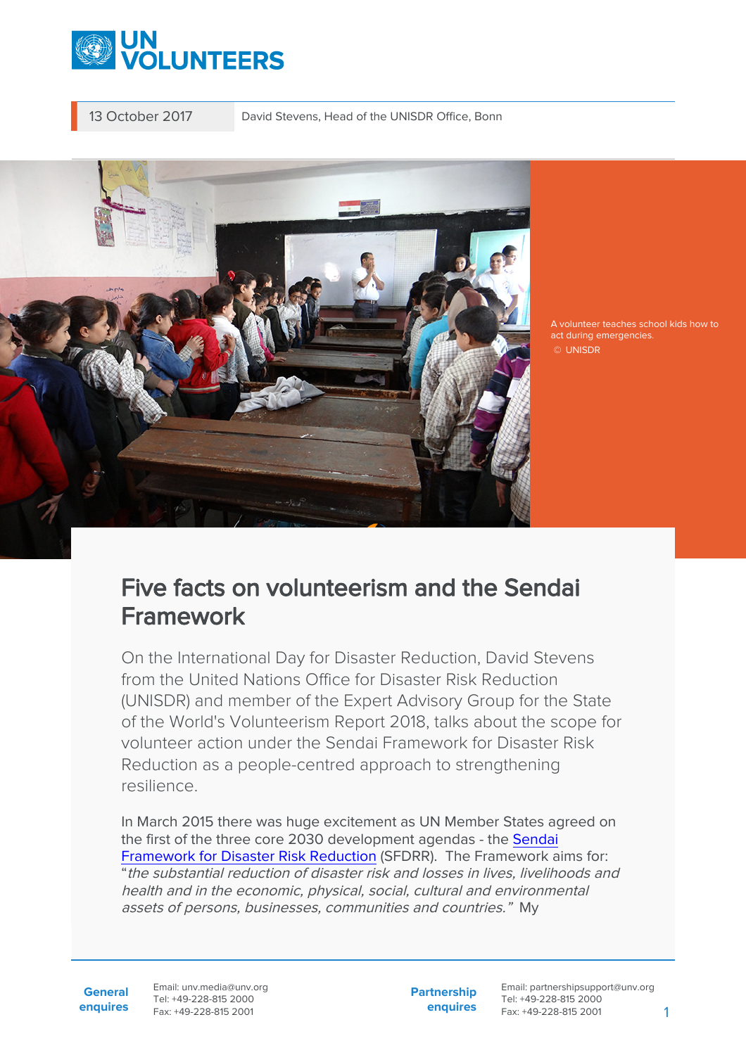13 October 2017 David Stevens, Head of the UNISDR Office, Bonn

A volunteer teaches school kids how to act during emergencies.
© UNISDR

# Five facts on volunteerism and the Sendai Framework

On the International Day for Disaster Reduction, David Stevens from the United Nations Office for Disaster Risk Reduction (UNISDR) and member of the Expert Advisory Group for the State of the World's Volunteerism Report 2018, talks about the scope for volunteer action under the Sendai Framework for Disaster Risk Reduction as a people-centred approach to strengthening resilience.

In March 2015 there was huge excitement as UN Member States agreed on the first of the three core 2030 development agendas - the Sendai Framework for Disaster Risk Reduction (SFDRR). The Framework aims for: "*the substantial reduction of disaster risk and losses in lives, livelihoods and health and in the economic, physical, social, cultural and environmental assets of persons, businesses, communities and countries.*" My

**General enquires** Email: unv.media@unv.org Tel: +49-228-815 2000 Fax: +49-228-815 2001

**Partnership enquires** Email: partnershipsupport@unv.org Tel: +49-228-815 2000 Fax: +49-228-815 2001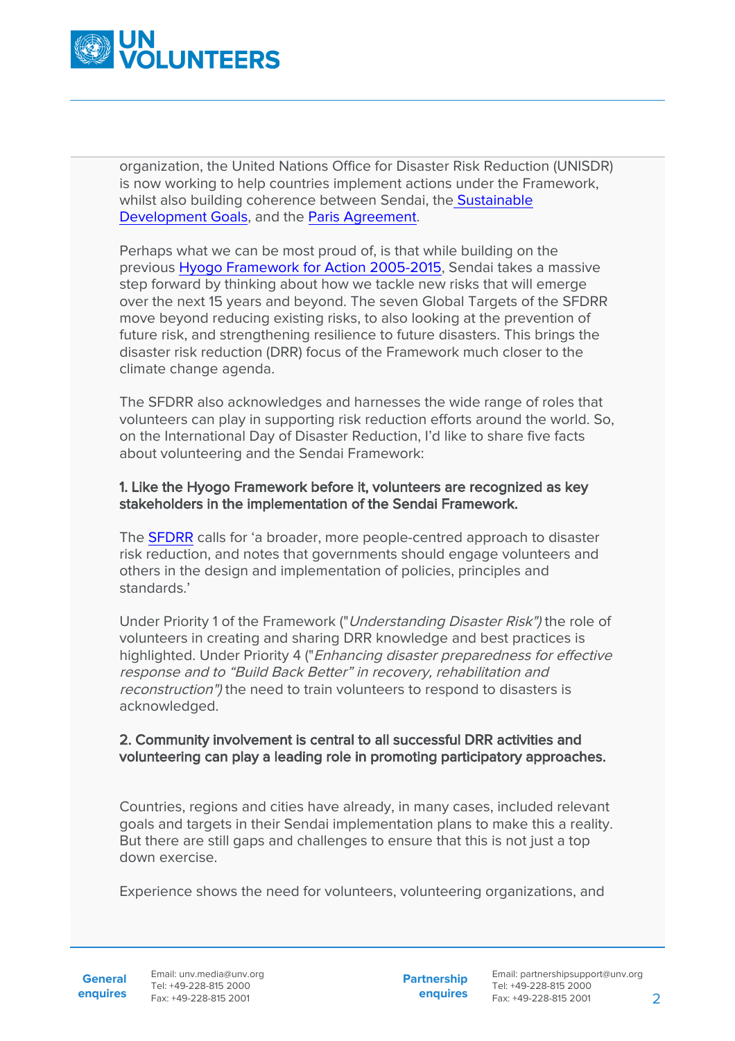organization, the United Nations Office for Disaster Risk Reduction (UNISDR) is now working to help countries implement actions under the Framework, whilst also building coherence between Sendai, the Sustainable Development Goals, and the Paris Agreement.

Perhaps what we can be most proud of, is that while building on the previous Hyogo Framework for Action 2005-2015, Sendai takes a massive step forward by thinking about how we tackle new risks that will emerge over the next 15 years and beyond. The seven Global Targets of the SFDRR move beyond reducing existing risks, to also looking at the prevention of future risk, and strengthening resilience to future disasters. This brings the disaster risk reduction (DRR) focus of the Framework much closer to the climate change agenda.

The SFDRR also acknowledges and harnesses the wide range of roles that volunteers can play in supporting risk reduction efforts around the world. So, on the International Day of Disaster Reduction, I'd like to share five facts about volunteering and the Sendai Framework:

**1. Like the Hyogo Framework before it, volunteers are recognized as key stakeholders in the implementation of the Sendai Framework.**

The SFDRR calls for 'a broader, more people-centred approach to disaster risk reduction, and notes that governments should engage volunteers and others in the design and implementation of policies, principles and standards.'

Under Priority 1 of the Framework ("*Understanding Disaster Risk")* the role of volunteers in creating and sharing DRR knowledge and best practices is highlighted. Under Priority 4 ("*Enhancing disaster preparedness for effective response and to "Build Back Better" in recovery, rehabilitation and reconstruction")* the need to train volunteers to respond to disasters is acknowledged.

**2. Community involvement is central to all successful DRR activities and volunteering can play a leading role in promoting participatory approaches.**

Countries, regions and cities have already, in many cases, included relevant goals and targets in their Sendai implementation plans to make this a reality. But there are still gaps and challenges to ensure that this is not just a top down exercise.

Experience shows the need for volunteers, volunteering organizations, and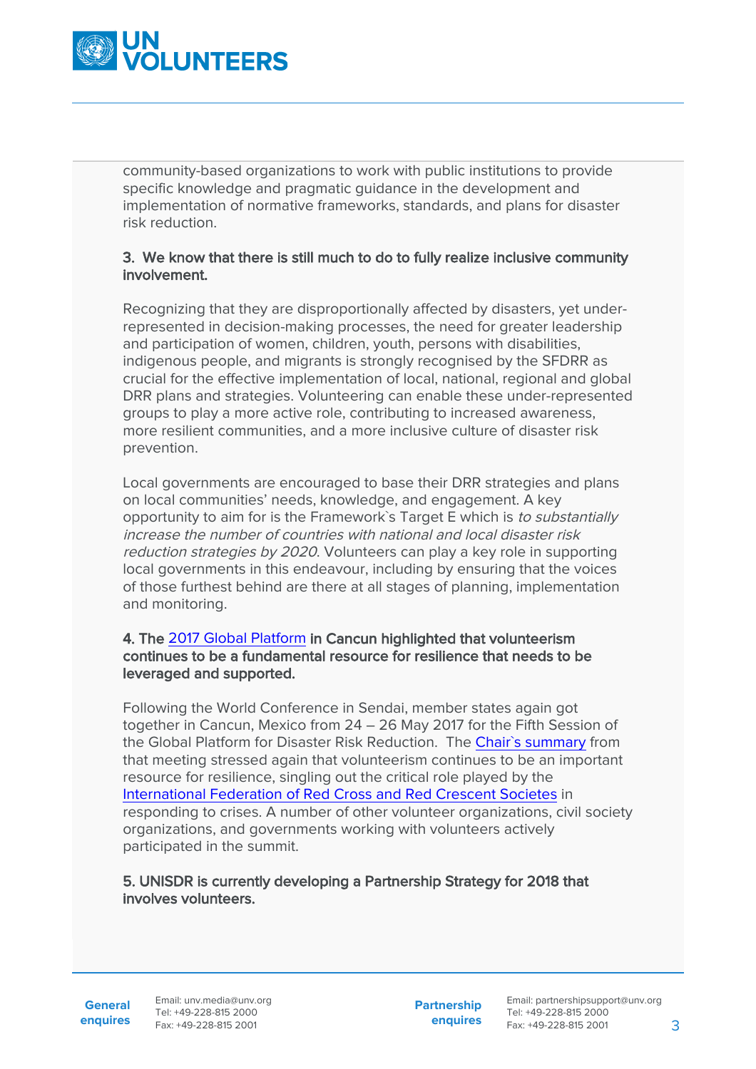community-based organizations to work with public institutions to provide specific knowledge and pragmatic guidance in the development and implementation of normative frameworks, standards, and plans for disaster risk reduction.

**3. We know that there is still much to do to fully realize inclusive community involvement.**

Recognizing that they are disproportionally affected by disasters, yet under-represented in decision-making processes, the need for greater leadership and participation of women, children, youth, persons with disabilities, indigenous people, and migrants is strongly recognised by the SFDRR as crucial for the effective implementation of local, national, regional and global DRR plans and strategies. Volunteering can enable these under-represented groups to play a more active role, contributing to increased awareness, more resilient communities, and a more inclusive culture of disaster risk prevention.

Local governments are encouraged to base their DRR strategies and plans on local communities' needs, knowledge, and engagement. A key opportunity to aim for is the Framework`s Target E which is *to substantially increase the number of countries with national and local disaster risk reduction strategies by 2020*. Volunteers can play a key role in supporting local governments in this endeavour, including by ensuring that the voices of those furthest behind are there at all stages of planning, implementation and monitoring.

**4. The 2017 Global Platform in Cancun highlighted that volunteerism continues to be a fundamental resource for resilience that needs to be leveraged and supported.**

Following the World Conference in Sendai, member states again got together in Cancun, Mexico from 24 – 26 May 2017 for the Fifth Session of the Global Platform for Disaster Risk Reduction. The Chair`s summary from that meeting stressed again that volunteerism continues to be an important resource for resilience, singling out the critical role played by the International Federation of Red Cross and Red Crescent Societes in responding to crises. A number of other volunteer organizations, civil society organizations, and governments working with volunteers actively participated in the summit.

**5. UNISDR is currently developing a Partnership Strategy for 2018 that involves volunteers.**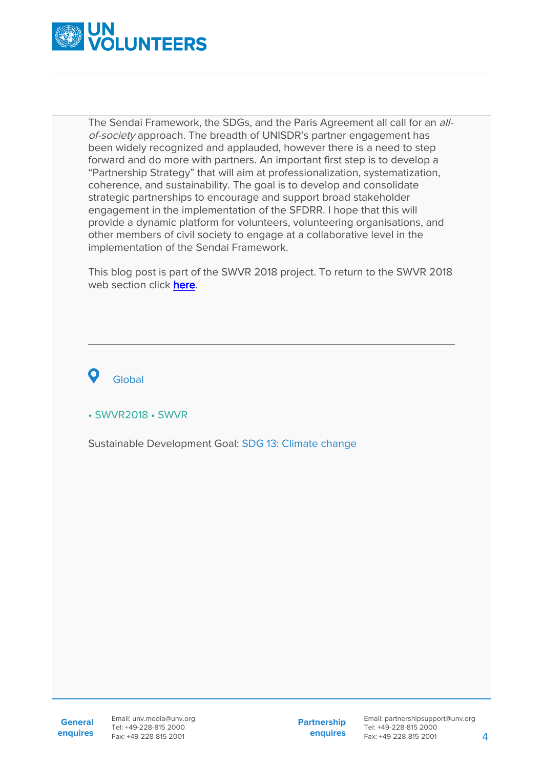The Sendai Framework, the SDGs, and the Paris Agreement all call for an *all-of-society* approach. The breadth of UNISDR's partner engagement has been widely recognized and applauded, however there is a need to step forward and do more with partners. An important first step is to develop a "Partnership Strategy" that will aim at professionalization, systematization, coherence, and sustainability. The goal is to develop and consolidate strategic partnerships to encourage and support broad stakeholder engagement in the implementation of the SFDRR. I hope that this will provide a dynamic platform for volunteers, volunteering organisations, and other members of civil society to engage at a collaborative level in the implementation of the Sendai Framework.

This blog post is part of the SWVR 2018 project. To return to the SWVR 2018 web section click **here**.

---

Global

• SWVR2018 • SWVR

Sustainable Development Goal: SDG 13: Climate change